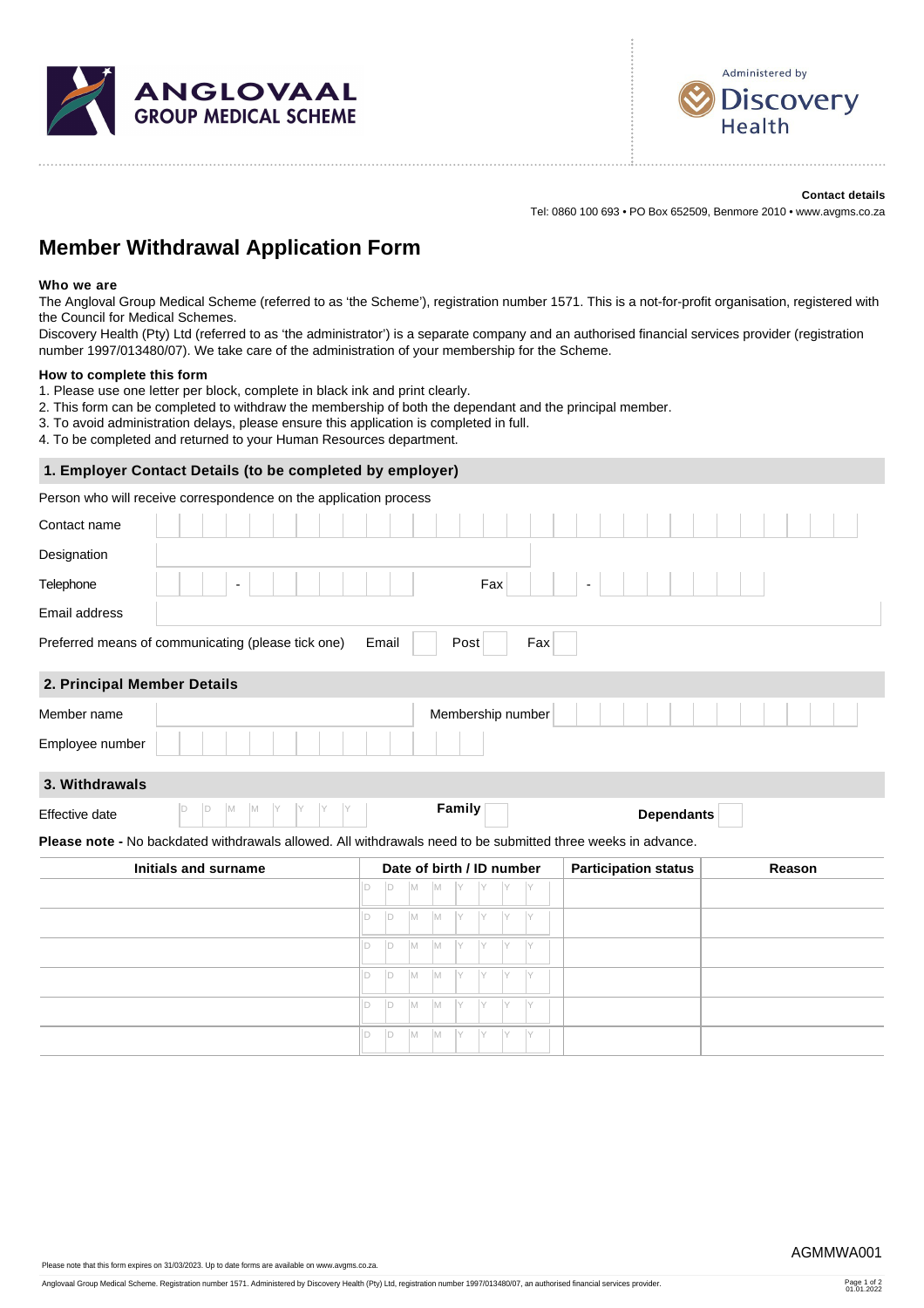ANGLOVAAL GROUP MEDICAL SCHEME

Administered by Discovery Health

**Contact details**

Tel: 0860 100 693 • PO Box 652509, Benmore 2010 • www.avgms.co.za

# Member Withdrawal Application Form

**Who we are**

The Angloval Group Medical Scheme (referred to as 'the Scheme'), registration number 1571. This is a not-for-profit organisation, registered with the Council for Medical Schemes.

Discovery Health (Pty) Ltd (referred to as 'the administrator') is a separate company and an authorised financial services provider (registration number 1997/013480/07). We take care of the administration of your membership for the Scheme.

**How to complete this form**

1. Please use one letter per block, complete in black ink and print clearly.
2. This form can be completed to withdraw the membership of both the dependant and the principal member.
3. To avoid administration delays, please ensure this application is completed in full.
4. To be completed and returned to your Human Resources department.

## 1. Employer Contact Details (to be completed by employer)

Person who will receive correspondence on the application process

Contact name

Designation

Telephone -   Fax -

Email address

Preferred means of communicating (please tick one) Email ☐ Post ☐ Fax ☐

## 2. Principal Member Details

Member name   Membership number

Employee number

## 3. Withdrawals

Effective date D D M M Y Y Y Y   **Family** ☐   **Dependants** ☐

**Please note -** No backdated withdrawals allowed. All withdrawals need to be submitted three weeks in advance.

| Initials and surname | Date of birth / ID number | Participation status | Reason |
|---|---|---|---|
| | D D M M Y Y Y Y | | |
| | D D M M Y Y Y Y | | |
| | D D M M Y Y Y Y | | |
| | D D M M Y Y Y Y | | |
| | D D M M Y Y Y Y | | |
| | D D M M Y Y Y Y | | |

AGMMWA001

Please note that this form expires on 31/03/2023. Up to date forms are available on www.avgms.co.za.

Anglovaal Group Medical Scheme. Registration number 1571. Administered by Discovery Health (Pty) Ltd, registration number 1997/013480/07, an authorised financial services provider.

01.01.2022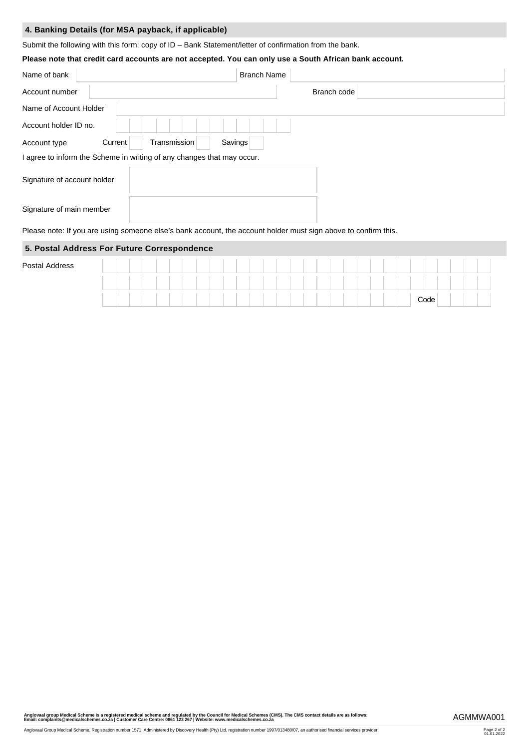## 4. Banking Details (for MSA payback, if applicable)

Submit the following with this form: copy of ID – Bank Statement/letter of confirmation from the bank.

**Please note that credit card accounts are not accepted. You can only use a South African bank account.**

| | | | |
|---|---|---|---|
| Name of bank | | Branch Name | |
| Account number | | Branch code | |
| Name of Account Holder | | | |
| Account holder ID no. | | | |

Account type Current ☐ Transmission ☐ Savings ☐

I agree to inform the Scheme in writing of any changes that may occur.

| | |
|---|---|
| Signature of account holder | |
| Signature of main member | |

Please note: If you are using someone else's bank account, the account holder must sign above to confirm this.

## 5. Postal Address For Future Correspondence

| | |
|---|---|
| Postal Address | |
| | |
| | Code |

Anglovaal group Medical Scheme is a registered medical scheme and regulated by the Council for Medical Schemes (CMS). The CMS contact details are as follows:
Email: complaints@medicalschemes.co.za | Customer Care Centre: 0861 123 267 | Website: www.medicalschemes.co.za

AGMMWA001

Anglovaal Group Medical Scheme. Registration number 1571. Administered by Discovery Health (Pty) Ltd, registration number 1997/013480/07, an authorised financial services provider.